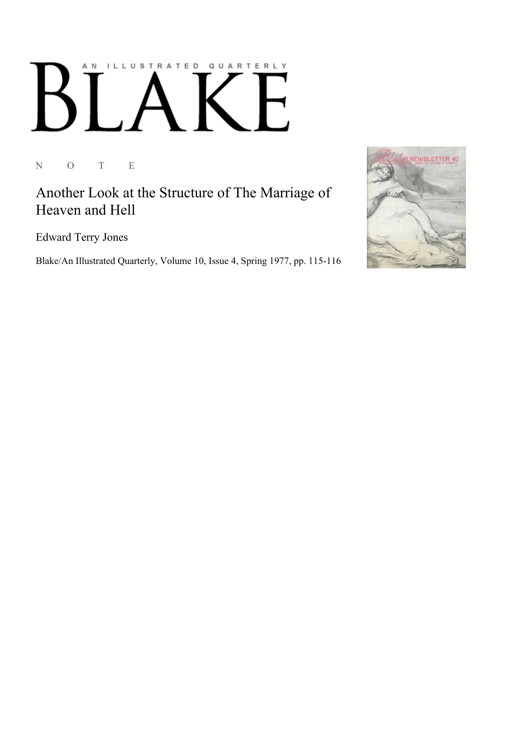# AN ILLUSTRATED QUARTERLY BLAKE

N O T E

## Another Look at the Structure of The Marriage of Heaven and Hell

Edward Terry Jones

Blake/An Illustrated Quarterly, Volume 10, Issue 4, Spring 1977, pp. 115-116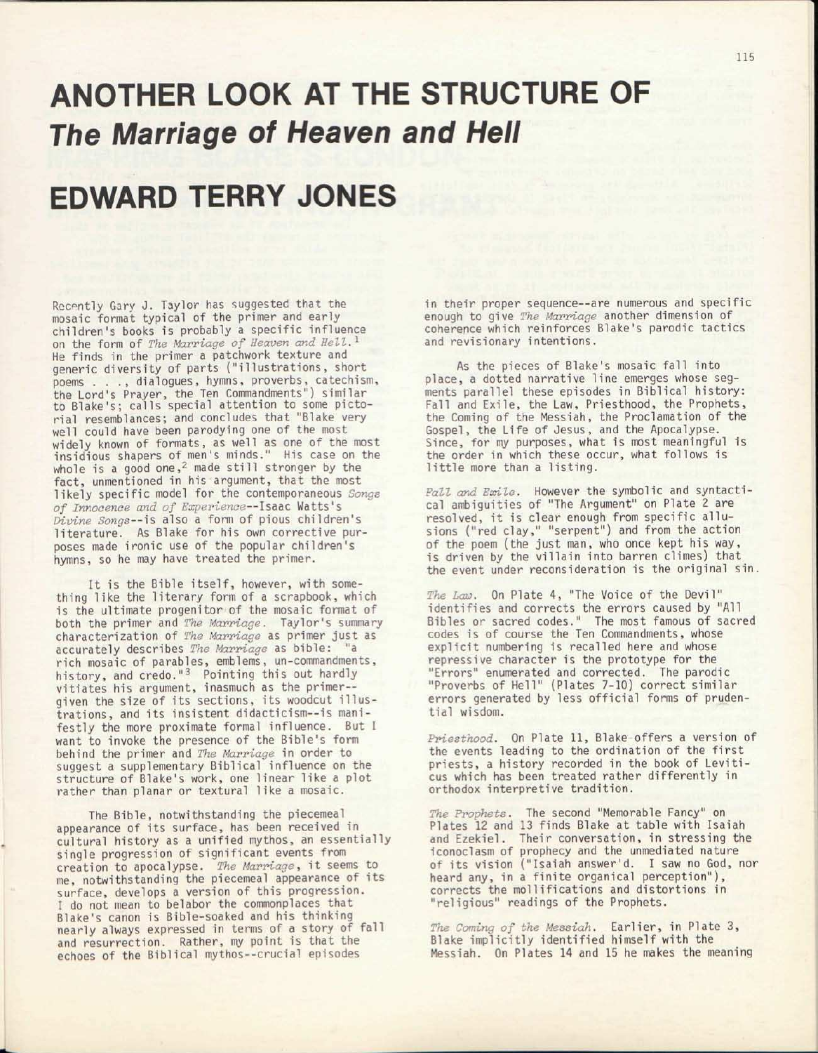# ANOTHER LOOK AT THE STRUCTURE OF *The Marriage of Heaven and Hell*

# EDWARD TERRY JONES

Recently Gary J. Taylor has suggested that the mosaic format typical of the primer and early children's books is probably a specific influence on the form of *The Marriage of Heaven and Hell.*[1] He finds in the primer a patchwork texture and generic diversity of parts ("illustrations, short poems . . ., dialogues, hymns, proverbs, catechism, the Lord's Prayer, the Ten Commandments") similar to Blake's; calls special attention to some pictorial resemblances; and concludes that "Blake very well could have been parodying one of the most widely known of formats, as well as one of the most insidious shapers of men's minds." His case on the whole is a good one,[2] made still stronger by the fact, unmentioned in his argument, that the most likely specific model for the contemporaneous *Songs of Innocence and of Experience*--Isaac Watts's *Divine Songs*--is also a form of pious children's literature. As Blake for his own corrective purposes made ironic use of the popular children's hymns, so he may have treated the primer.

It is the Bible itself, however, with something like the literary form of a scrapbook, which is the ultimate progenitor of the mosaic format of both the primer and *The Marriage*. Taylor's summary characterization of *The Marriage* as primer just as accurately describes *The Marriage* as bible: "a rich mosaic of parables, emblems, un-commandments, history, and credo."[3] Pointing this out hardly vitiates his argument, inasmuch as the primer--given the size of its sections, its woodcut illustrations, and its insistent didacticism--is manifestly the more proximate formal influence. But I want to invoke the presence of the Bible's form behind the primer and *The Marriage* in order to suggest a supplementary Biblical influence on the structure of Blake's work, one linear like a plot rather than planar or textural like a mosaic.

The Bible, notwithstanding the piecemeal appearance of its surface, has been received in cultural history as a unified mythos, an essentially single progression of significant events from creation to apocalypse. *The Marriage*, it seems to me, notwithstanding the piecemeal appearance of its surface, develops a version of this progression. I do not mean to belabor the commonplaces that Blake's canon is Bible-soaked and his thinking nearly always expressed in terms of a story of fall and resurrection. Rather, my point is that the echoes of the Biblical mythos--crucial episodes in their proper sequence--are numerous and specific enough to give *The Marriage* another dimension of coherence which reinforces Blake's parodic tactics and revisionary intentions.

As the pieces of Blake's mosaic fall into place, a dotted narrative line emerges whose segments parallel these episodes in Biblical history: Fall and Exile, the Law, Priesthood, the Prophets, the Coming of the Messiah, the Proclamation of the Gospel, the Life of Jesus, and the Apocalypse. Since, for my purposes, what is most meaningful is the order in which these occur, what follows is little more than a listing.

*Fall and Exile.* However the symbolic and syntactical ambiguities of "The Argument" on Plate 2 are resolved, it is clear enough from specific allusions ("red clay," "serpent") and from the action of the poem (the just man, who once kept his way, is driven by the villain into barren climes) that the event under reconsideration is the original sin.

*The Law.* On Plate 4, "The Voice of the Devil" identifies and corrects the errors caused by "All Bibles or sacred codes." The most famous of sacred codes is of course the Ten Commandments, whose explicit numbering is recalled here and whose repressive character is the prototype for the "Errors" enumerated and corrected. The parodic "Proverbs of Hell" (Plates 7-10) correct similar errors generated by less official forms of prudential wisdom.

*Priesthood.* On Plate 11, Blake offers a version of the events leading to the ordination of the first priests, a history recorded in the book of Leviticus which has been treated rather differently in orthodox interpretive tradition.

*The Prophets.* The second "Memorable Fancy" on Plates 12 and 13 finds Blake at table with Isaiah and Ezekiel. Their conversation, in stressing the iconoclasm of prophecy and the unmediated nature of its vision ("Isaiah answer'd. I saw no God, nor heard any, in a finite organical perception"), corrects the mollifications and distortions in "religious" readings of the Prophets.

*The Coming of the Messiah.* Earlier, in Plate 3, Blake implicitly identified himself with the Messiah. On Plates 14 and 15 he makes the meaning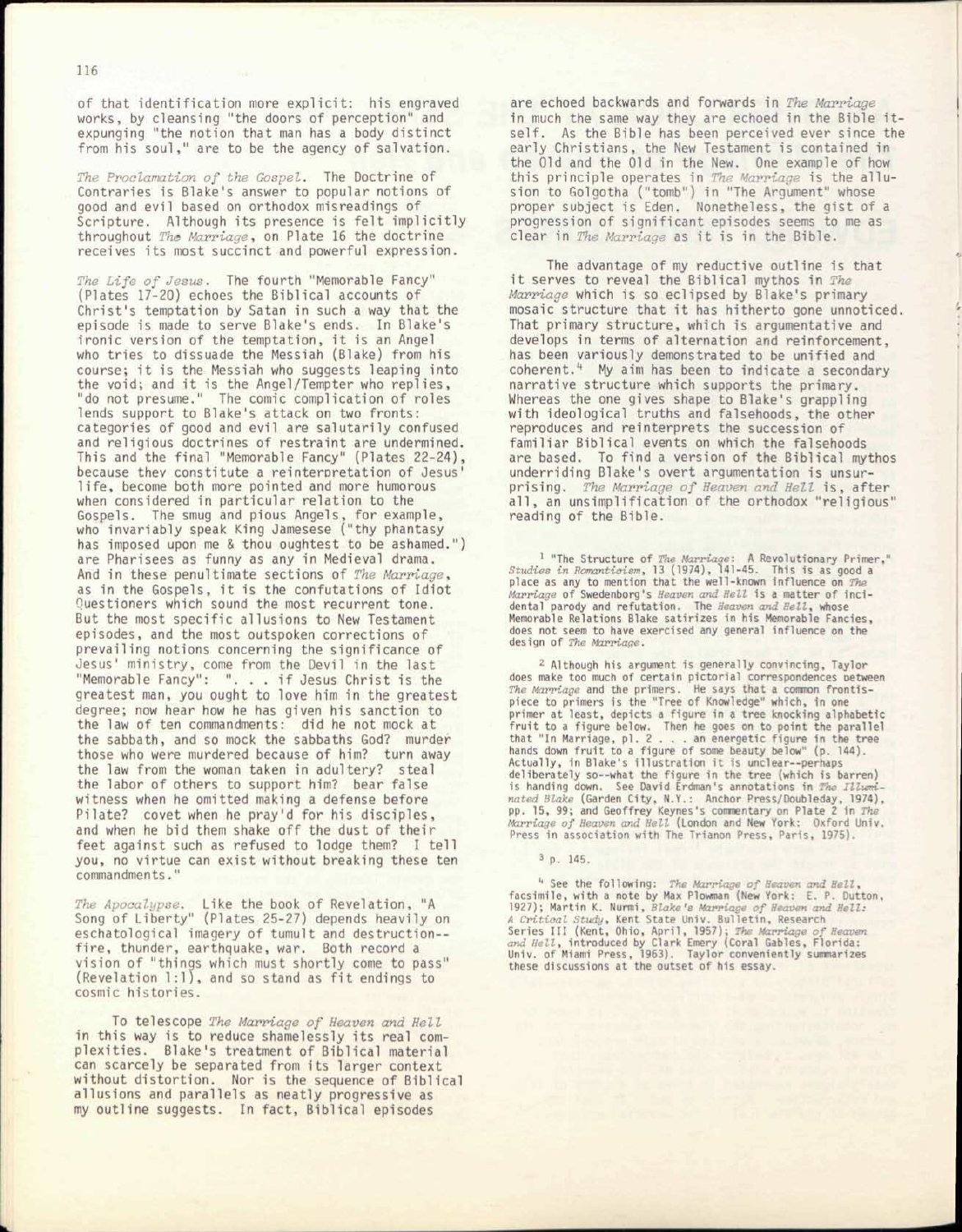of that identification more explicit: his engraved works, by cleansing "the doors of perception" and expunging "the notion that man has a body distinct from his soul," are to be the agency of salvation.

*The Proclamation of the Gospel.* The Doctrine of Contraries is Blake's answer to popular notions of good and evil based on orthodox misreadings of Scripture. Although its presence is felt implicitly throughout *The Marriage*, on Plate 16 the doctrine receives its most succinct and powerful expression.

*The Life of Jesus.* The fourth "Memorable Fancy" (Plates 17-20) echoes the Biblical accounts of Christ's temptation by Satan in such a way that the episode is made to serve Blake's ends. In Blake's ironic version of the temptation, it is an Angel who tries to dissuade the Messiah (Blake) from his course; it is the Messiah who suggests leaping into the void; and it is the Angel/Tempter who replies, "do not presume." The comic complication of roles lends support to Blake's attack on two fronts: categories of good and evil are salutarily confused and religious doctrines of restraint are undermined. This and the final "Memorable Fancy" (Plates 22-24), because they constitute a reinterpretation of Jesus' life, become both more pointed and more humorous when considered in particular relation to the Gospels. The smug and pious Angels, for example, who invariably speak King Jamesese ("thy phantasy has imposed upon me & thou oughtest to be ashamed.") are Pharisees as funny as any in Medieval drama. And in these penultimate sections of *The Marriage*, as in the Gospels, it is the confutations of Idiot Questioners which sound the most recurrent tone. But the most specific allusions to New Testament episodes, and the most outspoken corrections of prevailing notions concerning the significance of Jesus' ministry, come from the Devil in the last "Memorable Fancy": ". . . if Jesus Christ is the greatest man, you ought to love him in the greatest degree; now hear how he has given his sanction to the law of ten commandments: did he not mock at the sabbath, and so mock the sabbaths God? murder those who were murdered because of him? turn away the law from the woman taken in adultery? steal the labor of others to support him? bear false witness when he omitted making a defense before Pilate? covet when he pray'd for his disciples, and when he bid them shake off the dust of their feet against such as refused to lodge them? I tell you, no virtue can exist without breaking these ten commandments."

*The Apocalypse.* Like the book of Revelation, "A Song of Liberty" (Plates 25-27) depends heavily on eschatological imagery of tumult and destruction--fire, thunder, earthquake, war. Both record a vision of "things which must shortly come to pass" (Revelation 1:1), and so stand as fit endings to cosmic histories.

To telescope *The Marriage of Heaven and Hell* in this way is to reduce shamelessly its real complexities. Blake's treatment of Biblical material can scarcely be separated from its larger context without distortion. Nor is the sequence of Biblical allusions and parallels as neatly progressive as my outline suggests. In fact, Biblical episodes are echoed backwards and forwards in *The Marriage* in much the same way they are echoed in the Bible itself. As the Bible has been perceived ever since the early Christians, the New Testament is contained in the Old and the Old in the New. One example of how this principle operates in *The Marriage* is the allusion to Golgotha ("tomb") in "The Argument" whose proper subject is Eden. Nonetheless, the gist of a progression of significant episodes seems to me as clear in *The Marriage* as it is in the Bible.

The advantage of my reductive outline is that it serves to reveal the Biblical mythos in *The Marriage* which is so eclipsed by Blake's primary mosaic structure that it has hitherto gone unnoticed. That primary structure, which is argumentative and develops in terms of alternation and reinforcement, has been variously demonstrated to be unified and coherent.[4] My aim has been to indicate a secondary narrative structure which supports the primary. Whereas the one gives shape to Blake's grappling with ideological truths and falsehoods, the other reproduces and reinterprets the succession of familiar Biblical events on which the falsehoods are based. To find a version of the Biblical mythos underriding Blake's overt argumentation is unsurprising. *The Marriage of Heaven and Hell* is, after all, an unsimplification of the orthodox "religious" reading of the Bible.

[1] "The Structure of *The Marriage*: A Revolutionary Primer," *Studies in Romanticism*, 13 (1974), 141-45. This is as good a place as any to mention that the well-known influence on *The Marriage* of Swedenborg's *Heaven and Hell* is a matter of incidental parody and refutation. The *Heaven and Hell*, whose Memorable Relations Blake satirizes in his Memorable Fancies, does not seem to have exercised any general influence on the design of *The Marriage*.

[2] Although his argument is generally convincing, Taylor does make too much of certain pictorial correspondences between *The Marriage* and the primers. He says that a common frontispiece to primers is the "Tree of Knowledge" which, in one primer at least, depicts a figure in a tree knocking alphabetic fruit to a figure below. Then he goes on to point the parallel that "In Marriage, pl. 2 . . . an energetic figure in the tree hands down fruit to a figure of some beauty below" (p. 144). Actually, in Blake's illustration it is unclear--perhaps deliberately so--what the figure in the tree (which is barren) is handing down. See David Erdman's annotations in *The Illuminated Blake* (Garden City, N.Y.: Anchor Press/Doubleday, 1974), pp. 15, 99; and Geoffrey Keynes's commentary on Plate 2 in *The Marriage of Heaven and Hell* (London and New York: Oxford Univ. Press in association with The Trianon Press, Paris, 1975).

[3] p. 145.

[4] See the following: *The Marriage of Heaven and Hell*, facsimile, with a note by Max Plowman (New York: E. P. Dutton, 1927); Martin K. Nurmi, *Blake's Marriage of Heaven and Hell: A Critical Study*, Kent State Univ. Bulletin, Research Series III (Kent, Ohio, April, 1957); *The Marriage of Heaven and Hell*, introduced by Clark Emery (Coral Gables, Florida: Univ. of Miami Press, 1963). Taylor conveniently summarizes these discussions at the outset of his essay.